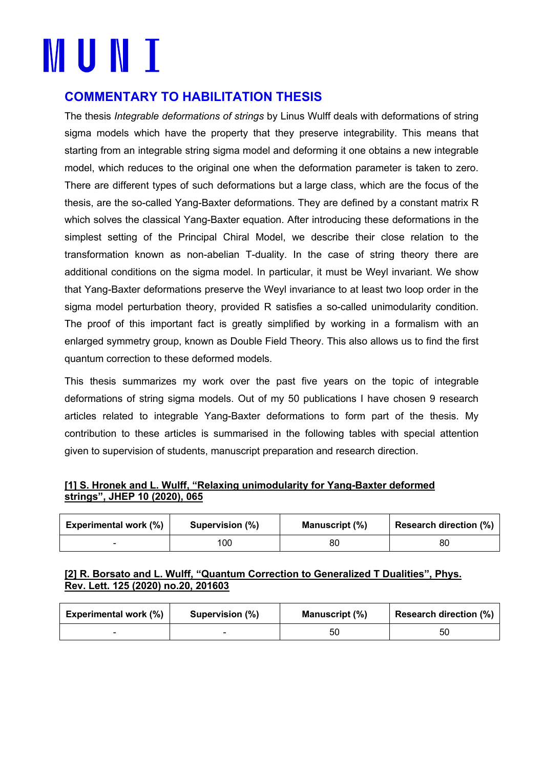# MUNI

## COMMENTARY TO HABILITATION THESIS

The thesis *Integrable deformations of strings* by Linus Wulff deals with deformations of string sigma models which have the property that they preserve integrability. This means that starting from an integrable string sigma model and deforming it one obtains a new integrable model, which reduces to the original one when the deformation parameter is taken to zero. There are different types of such deformations but a large class, which are the focus of the thesis, are the so-called Yang-Baxter deformations. They are defined by a constant matrix R which solves the classical Yang-Baxter equation. After introducing these deformations in the simplest setting of the Principal Chiral Model, we describe their close relation to the transformation known as non-abelian T-duality. In the case of string theory there are additional conditions on the sigma model. In particular, it must be Weyl invariant. We show that Yang-Baxter deformations preserve the Weyl invariance to at least two loop order in the sigma model perturbation theory, provided R satisfies a so-called unimodularity condition. The proof of this important fact is greatly simplified by working in a formalism with an enlarged symmetry group, known as Double Field Theory. This also allows us to find the first quantum correction to these deformed models.

This thesis summarizes my work over the past five years on the topic of integrable deformations of string sigma models. Out of my 50 publications I have chosen 9 research articles related to integrable Yang-Baxter deformations to form part of the thesis. My contribution to these articles is summarised in the following tables with special attention given to supervision of students, manuscript preparation and research direction.

**[1] S. Hronek and L. Wulff, "Relaxing unimodularity for Yang-Baxter deformed strings", JHEP 10 (2020), 065**

| Experimental work (%) | Supervision (%) | Manuscript (%) | Research direction (%) |
| --- | --- | --- | --- |
| - | 100 | 80 | 80 |

**[2] R. Borsato and L. Wulff, "Quantum Correction to Generalized T Dualities", Phys. Rev. Lett. 125 (2020) no.20, 201603**

| Experimental work (%) | Supervision (%) | Manuscript (%) | Research direction (%) |
| --- | --- | --- | --- |
| - | - | 50 | 50 |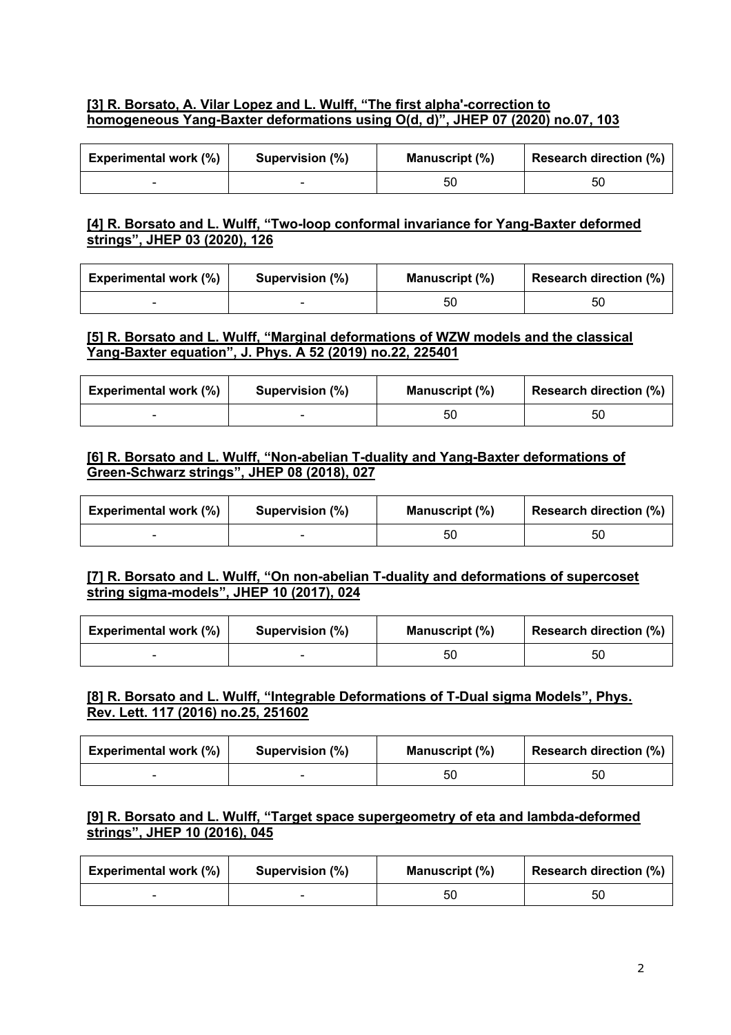**[3] R. Borsato, A. Vilar Lopez and L. Wulff, "The first alpha'-correction to homogeneous Yang-Baxter deformations using O(d, d)", JHEP 07 (2020) no.07, 103**

| Experimental work (%) | Supervision (%) | Manuscript (%) | Research direction (%) |
|---|---|---|---|
| - | - | 50 | 50 |

**[4] R. Borsato and L. Wulff, "Two-loop conformal invariance for Yang-Baxter deformed strings", JHEP 03 (2020), 126**

| Experimental work (%) | Supervision (%) | Manuscript (%) | Research direction (%) |
|---|---|---|---|
| - | - | 50 | 50 |

**[5] R. Borsato and L. Wulff, "Marginal deformations of WZW models and the classical Yang-Baxter equation", J. Phys. A 52 (2019) no.22, 225401**

| Experimental work (%) | Supervision (%) | Manuscript (%) | Research direction (%) |
|---|---|---|---|
| - | - | 50 | 50 |

**[6] R. Borsato and L. Wulff, "Non-abelian T-duality and Yang-Baxter deformations of Green-Schwarz strings", JHEP 08 (2018), 027**

| Experimental work (%) | Supervision (%) | Manuscript (%) | Research direction (%) |
|---|---|---|---|
| - | - | 50 | 50 |

**[7] R. Borsato and L. Wulff, "On non-abelian T-duality and deformations of supercoset string sigma-models", JHEP 10 (2017), 024**

| Experimental work (%) | Supervision (%) | Manuscript (%) | Research direction (%) |
|---|---|---|---|
| - | - | 50 | 50 |

**[8] R. Borsato and L. Wulff, "Integrable Deformations of T-Dual sigma Models", Phys. Rev. Lett. 117 (2016) no.25, 251602**

| Experimental work (%) | Supervision (%) | Manuscript (%) | Research direction (%) |
|---|---|---|---|
| - | - | 50 | 50 |

**[9] R. Borsato and L. Wulff, "Target space supergeometry of eta and lambda-deformed strings", JHEP 10 (2016), 045**

| Experimental work (%) | Supervision (%) | Manuscript (%) | Research direction (%) |
|---|---|---|---|
| - | - | 50 | 50 |